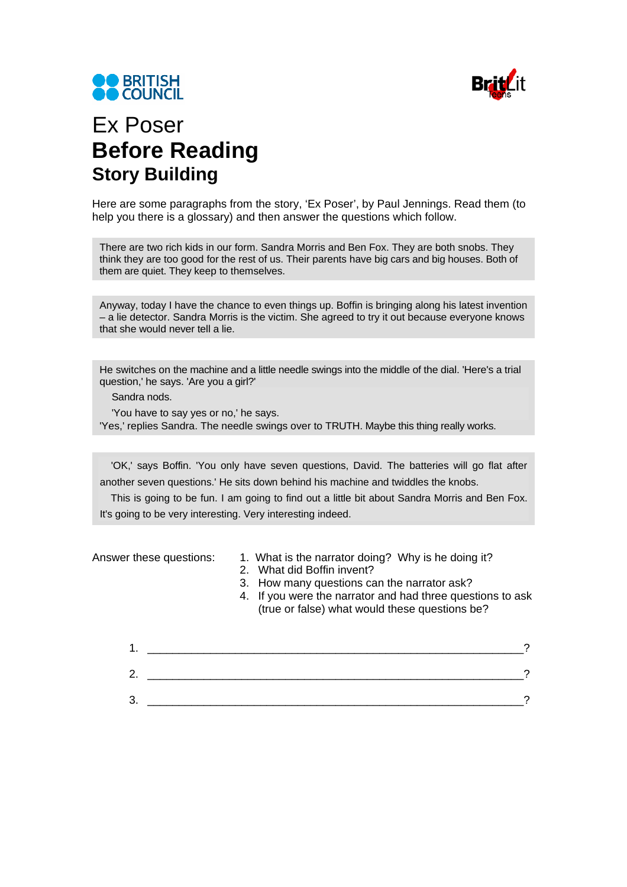BRITISH COUNCIL

BritLit Teens

# Ex Poser

## Before Reading

### Story Building

Here are some paragraphs from the story, 'Ex Poser', by Paul Jennings. Read them (to help you there is a glossary) and then answer the questions which follow.

> There are two rich kids in our form. Sandra Morris and Ben Fox. They are both snobs. They think they are too good for the rest of us. Their parents have big cars and big houses. Both of them are quiet. They keep to themselves.

> Anyway, today I have the chance to even things up. Boffin is bringing along his latest invention – a lie detector. Sandra Morris is the victim. She agreed to try it out because everyone knows that she would never tell a lie.

> He switches on the machine and a little needle swings into the middle of the dial. 'Here's a trial question,' he says. 'Are you a girl?'
>
> Sandra nods.
>
> 'You have to say yes or no,' he says.
>
> 'Yes,' replies Sandra. The needle swings over to TRUTH. Maybe this thing really works.

> 'OK,' says Boffin. 'You only have seven questions, David. The batteries will go flat after another seven questions.' He sits down behind his machine and twiddles the knobs.
>
> This is going to be fun. I am going to find out a little bit about Sandra Morris and Ben Fox. It's going to be very interesting. Very interesting indeed.

Answer these questions:

1. What is the narrator doing? Why is he doing it?
2. What did Boffin invent?
3. How many questions can the narrator ask?
4. If you were the narrator and had three questions to ask (true or false) what would these questions be?

1. ______________________________________________________________?
2. ______________________________________________________________?
3. ______________________________________________________________?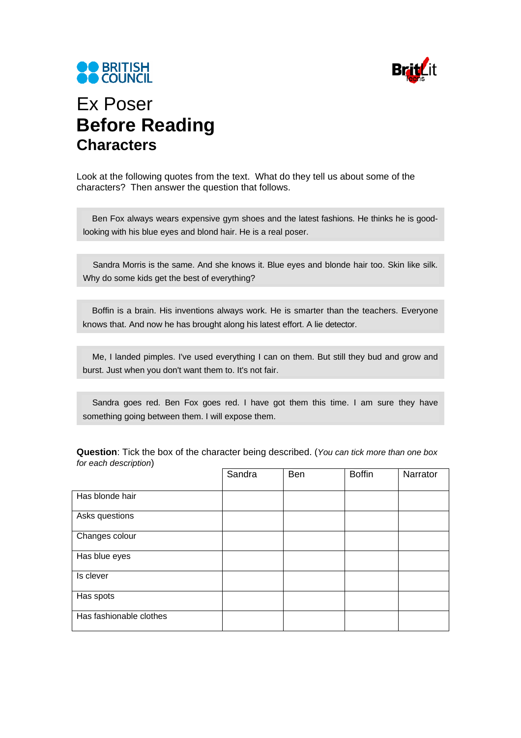BRITISH COUNCIL

BritLit Teens

# Ex Poser

## Before Reading

### Characters

Look at the following quotes from the text. What do they tell us about some of the characters? Then answer the question that follows.

> Ben Fox always wears expensive gym shoes and the latest fashions. He thinks he is good-looking with his blue eyes and blond hair. He is a real poser.

> Sandra Morris is the same. And she knows it. Blue eyes and blonde hair too. Skin like silk. Why do some kids get the best of everything?

> Boffin is a brain. His inventions always work. He is smarter than the teachers. Everyone knows that. And now he has brought along his latest effort. A lie detector.

> Me, I landed pimples. I've used everything I can on them. But still they bud and grow and burst. Just when you don't want them to. It's not fair.

> Sandra goes red. Ben Fox goes red. I have got them this time. I am sure they have something going between them. I will expose them.

**Question**: Tick the box of the character being described. (*You can tick more than one box for each description*)

| | Sandra | Ben | Boffin | Narrator |
|---|---|---|---|---|
| Has blonde hair | | | | |
| Asks questions | | | | |
| Changes colour | | | | |
| Has blue eyes | | | | |
| Is clever | | | | |
| Has spots | | | | |
| Has fashionable clothes | | | | |